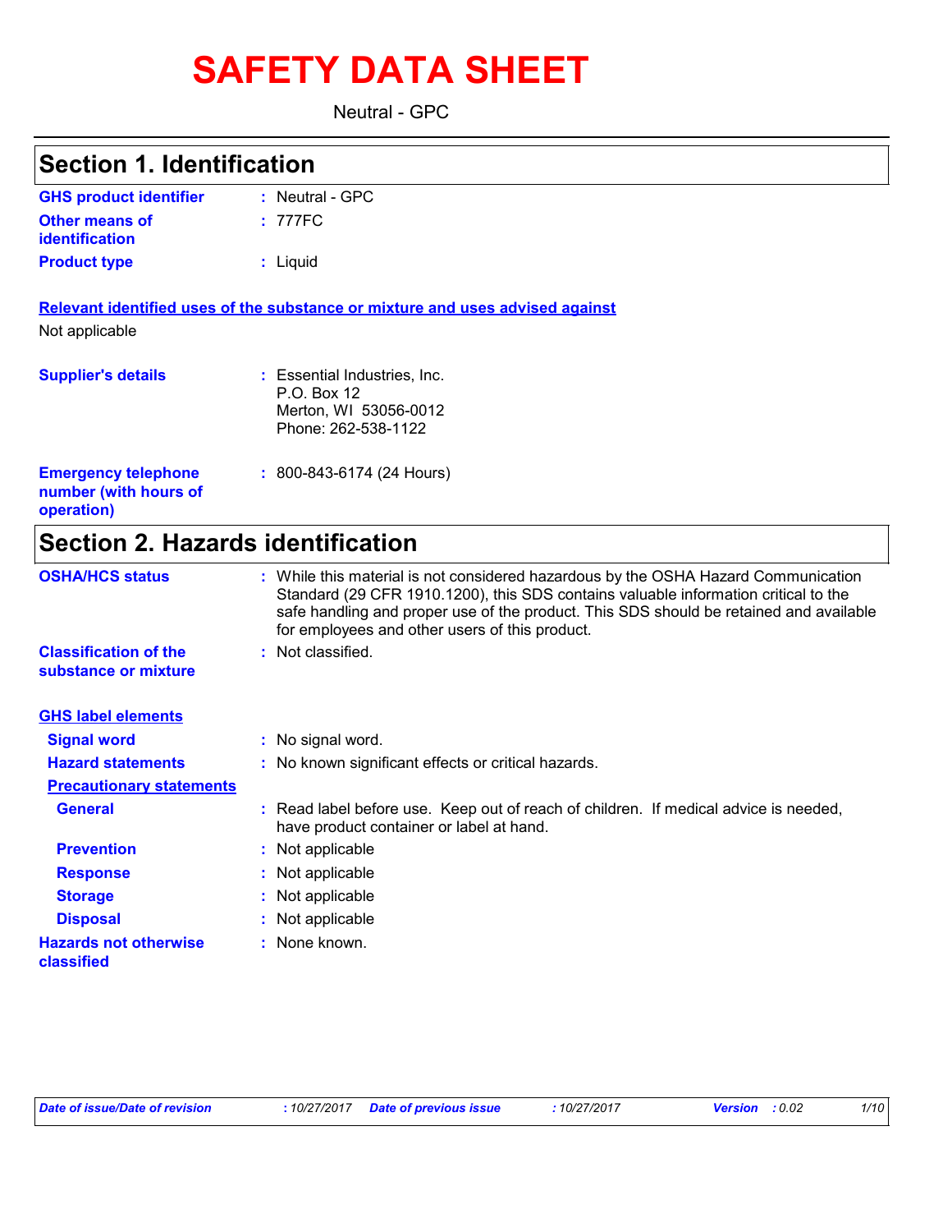# SAFETY DATA SHEET

Neutral - GPC

## Section 1. Identification

**GHS product identifier** : Neutral - GPC

**Other means of identification** : 777FC

**Product type** : Liquid

**Relevant identified uses of the substance or mixture and uses advised against**

Not applicable

**Supplier's details** : Essential Industries, Inc.
P.O. Box 12
Merton, WI 53056-0012
Phone: 262-538-1122

**Emergency telephone number (with hours of operation)** : 800-843-6174 (24 Hours)

## Section 2. Hazards identification

**OSHA/HCS status** : While this material is not considered hazardous by the OSHA Hazard Communication Standard (29 CFR 1910.1200), this SDS contains valuable information critical to the safe handling and proper use of the product. This SDS should be retained and available for employees and other users of this product.

**Classification of the substance or mixture** : Not classified.

**GHS label elements**

**Signal word** : No signal word.

**Hazard statements** : No known significant effects or critical hazards.

**Precautionary statements**

**General** : Read label before use. Keep out of reach of children. If medical advice is needed, have product container or label at hand.

**Prevention** : Not applicable

**Response** : Not applicable

**Storage** : Not applicable

**Disposal** : Not applicable

**Hazards not otherwise classified** : None known.

*Date of issue/Date of revision : 10/27/2017 Date of previous issue : 10/27/2017 Version : 0.02*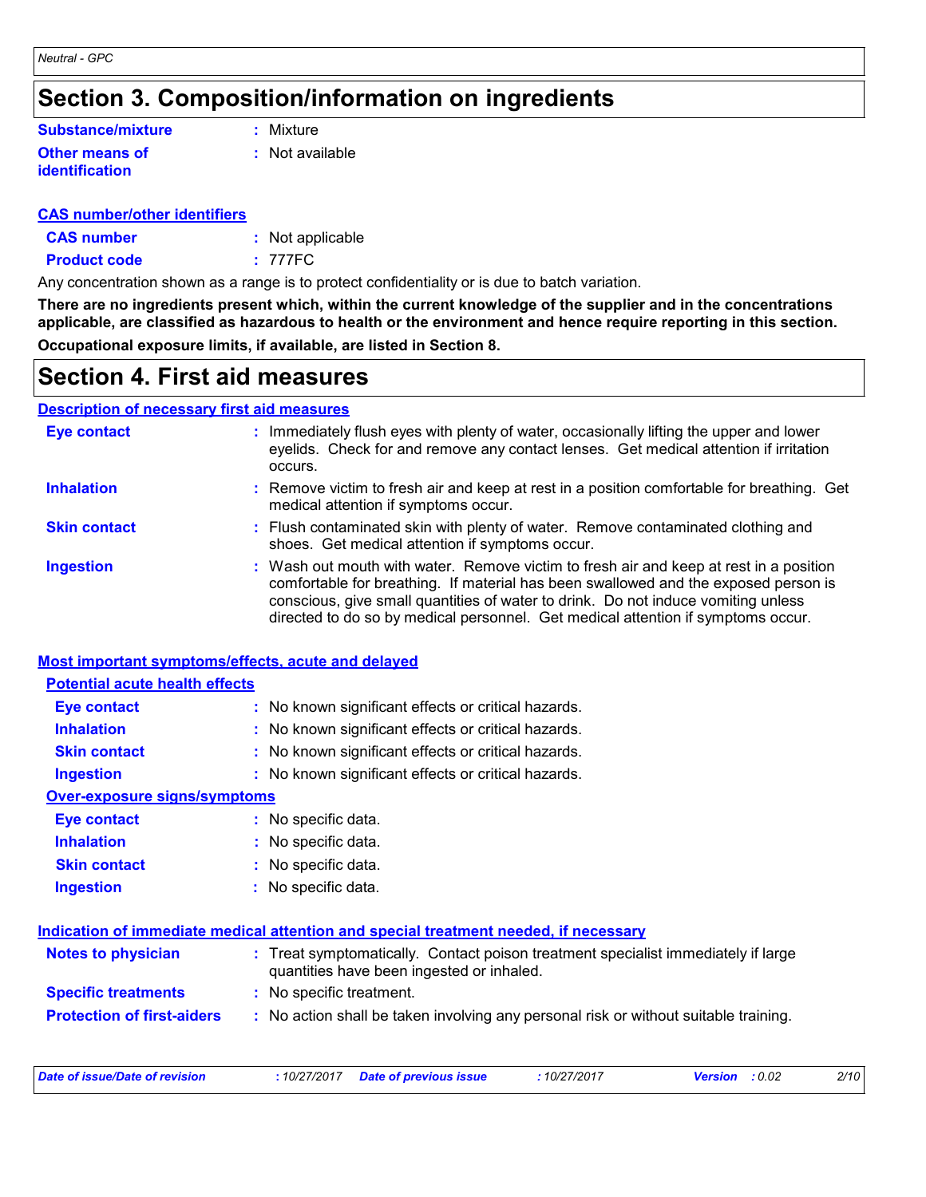## Section 3. Composition/information on ingredients

| | |
|---|---|
| **Substance/mixture** | : Mixture |
| **Other means of identification** | : Not available |

**CAS number/other identifiers**

| | |
|---|---|
| **CAS number** | : Not applicable |
| **Product code** | : 777FC |

Any concentration shown as a range is to protect confidentiality or is due to batch variation.

**There are no ingredients present which, within the current knowledge of the supplier and in the concentrations applicable, are classified as hazardous to health or the environment and hence require reporting in this section.**

**Occupational exposure limits, if available, are listed in Section 8.**

## Section 4. First aid measures

**Description of necessary first aid measures**

| | |
|---|---|
| **Eye contact** | : Immediately flush eyes with plenty of water, occasionally lifting the upper and lower eyelids. Check for and remove any contact lenses. Get medical attention if irritation occurs. |
| **Inhalation** | : Remove victim to fresh air and keep at rest in a position comfortable for breathing. Get medical attention if symptoms occur. |
| **Skin contact** | : Flush contaminated skin with plenty of water. Remove contaminated clothing and shoes. Get medical attention if symptoms occur. |
| **Ingestion** | : Wash out mouth with water. Remove victim to fresh air and keep at rest in a position comfortable for breathing. If material has been swallowed and the exposed person is conscious, give small quantities of water to drink. Do not induce vomiting unless directed to do so by medical personnel. Get medical attention if symptoms occur. |

**Most important symptoms/effects, acute and delayed**

**Potential acute health effects**

| | |
|---|---|
| **Eye contact** | : No known significant effects or critical hazards. |
| **Inhalation** | : No known significant effects or critical hazards. |
| **Skin contact** | : No known significant effects or critical hazards. |
| **Ingestion** | : No known significant effects or critical hazards. |

**Over-exposure signs/symptoms**

| | |
|---|---|
| **Eye contact** | : No specific data. |
| **Inhalation** | : No specific data. |
| **Skin contact** | : No specific data. |
| **Ingestion** | : No specific data. |

**Indication of immediate medical attention and special treatment needed, if necessary**

| | |
|---|---|
| **Notes to physician** | : Treat symptomatically. Contact poison treatment specialist immediately if large quantities have been ingested or inhaled. |
| **Specific treatments** | : No specific treatment. |
| **Protection of first-aiders** | : No action shall be taken involving any personal risk or without suitable training. |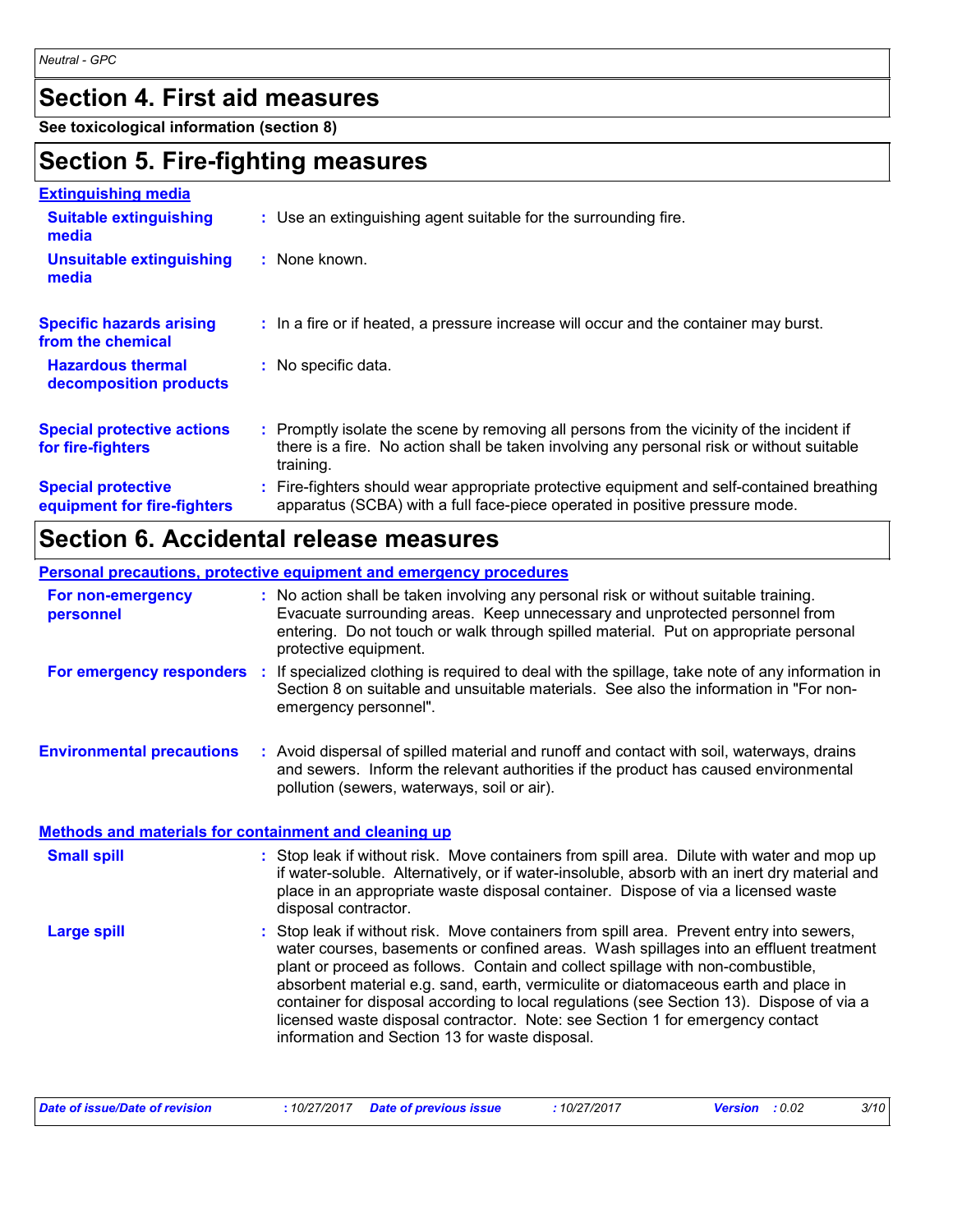## Section 4. First aid measures

**See toxicological information (section 8)**

## Section 5. Fire-fighting measures

**Extinguishing media**

| | |
|---|---|
| **Suitable extinguishing media** | : Use an extinguishing agent suitable for the surrounding fire. |
| **Unsuitable extinguishing media** | : None known. |
| **Specific hazards arising from the chemical** | : In a fire or if heated, a pressure increase will occur and the container may burst. |
| **Hazardous thermal decomposition products** | : No specific data. |
| **Special protective actions for fire-fighters** | : Promptly isolate the scene by removing all persons from the vicinity of the incident if there is a fire. No action shall be taken involving any personal risk or without suitable training. |
| **Special protective equipment for fire-fighters** | : Fire-fighters should wear appropriate protective equipment and self-contained breathing apparatus (SCBA) with a full face-piece operated in positive pressure mode. |

## Section 6. Accidental release measures

**Personal precautions, protective equipment and emergency procedures**

| | |
|---|---|
| **For non-emergency personnel** | : No action shall be taken involving any personal risk or without suitable training. Evacuate surrounding areas. Keep unnecessary and unprotected personnel from entering. Do not touch or walk through spilled material. Put on appropriate personal protective equipment. |
| **For emergency responders** | : If specialized clothing is required to deal with the spillage, take note of any information in Section 8 on suitable and unsuitable materials. See also the information in "For non-emergency personnel". |
| **Environmental precautions** | : Avoid dispersal of spilled material and runoff and contact with soil, waterways, drains and sewers. Inform the relevant authorities if the product has caused environmental pollution (sewers, waterways, soil or air). |

**Methods and materials for containment and cleaning up**

| | |
|---|---|
| **Small spill** | : Stop leak if without risk. Move containers from spill area. Dilute with water and mop up if water-soluble. Alternatively, or if water-insoluble, absorb with an inert dry material and place in an appropriate waste disposal container. Dispose of via a licensed waste disposal contractor. |
| **Large spill** | : Stop leak if without risk. Move containers from spill area. Prevent entry into sewers, water courses, basements or confined areas. Wash spillages into an effluent treatment plant or proceed as follows. Contain and collect spillage with non-combustible, absorbent material e.g. sand, earth, vermiculite or diatomaceous earth and place in container for disposal according to local regulations (see Section 13). Dispose of via a licensed waste disposal contractor. Note: see Section 1 for emergency contact information and Section 13 for waste disposal. |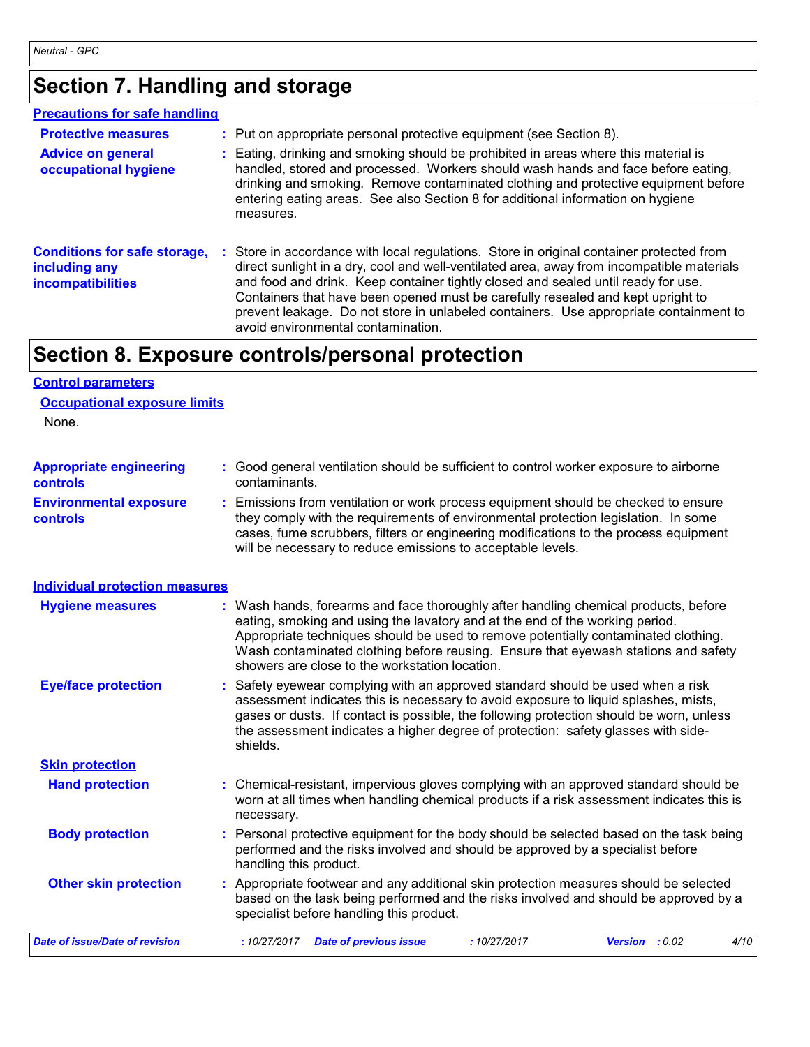# Section 7. Handling and storage

## Precautions for safe handling

**Protective measures** : Put on appropriate personal protective equipment (see Section 8).

**Advice on general occupational hygiene** : Eating, drinking and smoking should be prohibited in areas where this material is handled, stored and processed. Workers should wash hands and face before eating, drinking and smoking. Remove contaminated clothing and protective equipment before entering eating areas. See also Section 8 for additional information on hygiene measures.

**Conditions for safe storage, including any incompatibilities** : Store in accordance with local regulations. Store in original container protected from direct sunlight in a dry, cool and well-ventilated area, away from incompatible materials and food and drink. Keep container tightly closed and sealed until ready for use. Containers that have been opened must be carefully resealed and kept upright to prevent leakage. Do not store in unlabeled containers. Use appropriate containment to avoid environmental contamination.

# Section 8. Exposure controls/personal protection

## Control parameters

### Occupational exposure limits

None.

**Appropriate engineering controls** : Good general ventilation should be sufficient to control worker exposure to airborne contaminants.

**Environmental exposure controls** : Emissions from ventilation or work process equipment should be checked to ensure they comply with the requirements of environmental protection legislation. In some cases, fume scrubbers, filters or engineering modifications to the process equipment will be necessary to reduce emissions to acceptable levels.

## Individual protection measures

**Hygiene measures** : Wash hands, forearms and face thoroughly after handling chemical products, before eating, smoking and using the lavatory and at the end of the working period. Appropriate techniques should be used to remove potentially contaminated clothing. Wash contaminated clothing before reusing. Ensure that eyewash stations and safety showers are close to the workstation location.

**Eye/face protection** : Safety eyewear complying with an approved standard should be used when a risk assessment indicates this is necessary to avoid exposure to liquid splashes, mists, gases or dusts. If contact is possible, the following protection should be worn, unless the assessment indicates a higher degree of protection: safety glasses with side-shields.

### Skin protection

**Hand protection** : Chemical-resistant, impervious gloves complying with an approved standard should be worn at all times when handling chemical products if a risk assessment indicates this is necessary.

**Body protection** : Personal protective equipment for the body should be selected based on the task being performed and the risks involved and should be approved by a specialist before handling this product.

**Other skin protection** : Appropriate footwear and any additional skin protection measures should be selected based on the task being performed and the risks involved and should be approved by a specialist before handling this product.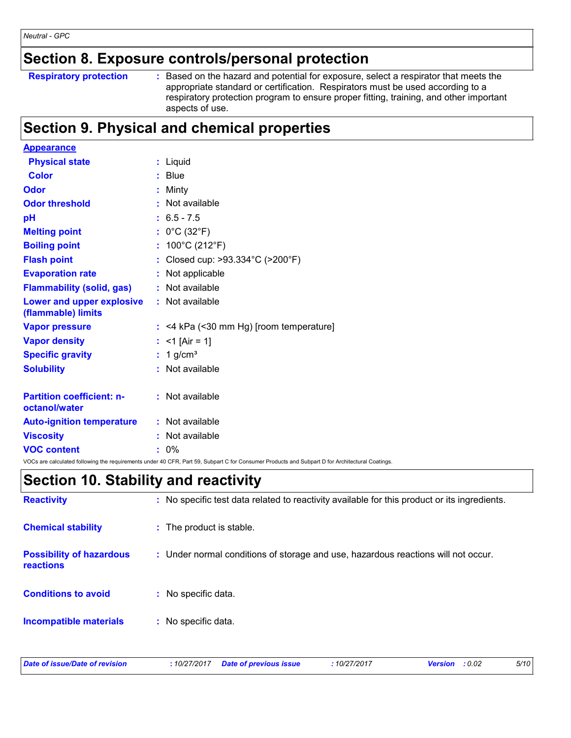## Section 8. Exposure controls/personal protection

| | |
|---|---|
| **Respiratory protection** | : Based on the hazard and potential for exposure, select a respirator that meets the appropriate standard or certification. Respirators must be used according to a respiratory protection program to ensure proper fitting, training, and other important aspects of use. |

## Section 9. Physical and chemical properties

**Appearance**

| | |
|---|---|
| **Physical state** | : Liquid |
| **Color** | : Blue |
| **Odor** | : Minty |
| **Odor threshold** | : Not available |
| **pH** | : 6.5 - 7.5 |
| **Melting point** | : 0°C (32°F) |
| **Boiling point** | : 100°C (212°F) |
| **Flash point** | : Closed cup: >93.334°C (>200°F) |
| **Evaporation rate** | : Not applicable |
| **Flammability (solid, gas)** | : Not available |
| **Lower and upper explosive (flammable) limits** | : Not available |
| **Vapor pressure** | : <4 kPa (<30 mm Hg) [room temperature] |
| **Vapor density** | : <1 [Air = 1] |
| **Specific gravity** | : 1 g/cm³ |
| **Solubility** | : Not available |
| **Partition coefficient: n-octanol/water** | : Not available |
| **Auto-ignition temperature** | : Not available |
| **Viscosity** | : Not available |
| **VOC content** | : 0% |

VOCs are calculated following the requirements under 40 CFR, Part 59, Subpart C for Consumer Products and Subpart D for Architectural Coatings.

## Section 10. Stability and reactivity

| | |
|---|---|
| **Reactivity** | : No specific test data related to reactivity available for this product or its ingredients. |
| **Chemical stability** | : The product is stable. |
| **Possibility of hazardous reactions** | : Under normal conditions of storage and use, hazardous reactions will not occur. |
| **Conditions to avoid** | : No specific data. |
| **Incompatible materials** | : No specific data. |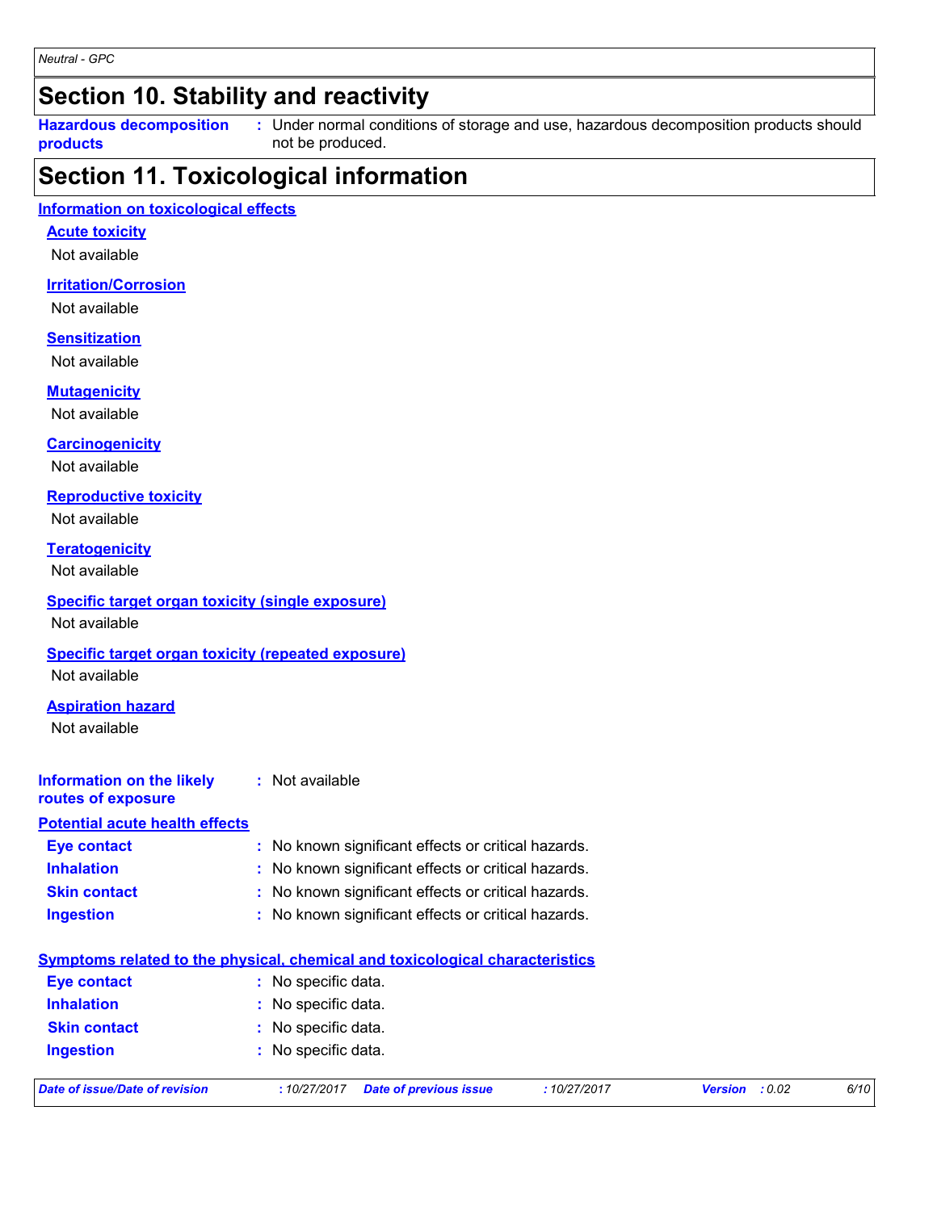## Section 10. Stability and reactivity

**Hazardous decomposition products** : Under normal conditions of storage and use, hazardous decomposition products should not be produced.

## Section 11. Toxicological information

### Information on toxicological effects

**Acute toxicity**

Not available

**Irritation/Corrosion**

Not available

**Sensitization**

Not available

**Mutagenicity**

Not available

**Carcinogenicity**

Not available

**Reproductive toxicity**

Not available

**Teratogenicity**

Not available

**Specific target organ toxicity (single exposure)**

Not available

**Specific target organ toxicity (repeated exposure)**

Not available

**Aspiration hazard**

Not available

**Information on the likely routes of exposure** : Not available

### Potential acute health effects

**Eye contact** : No known significant effects or critical hazards.

**Inhalation** : No known significant effects or critical hazards.

**Skin contact** : No known significant effects or critical hazards.

**Ingestion** : No known significant effects or critical hazards.

### Symptoms related to the physical, chemical and toxicological characteristics

**Eye contact** : No specific data.

**Inhalation** : No specific data.

**Skin contact** : No specific data.

**Ingestion** : No specific data.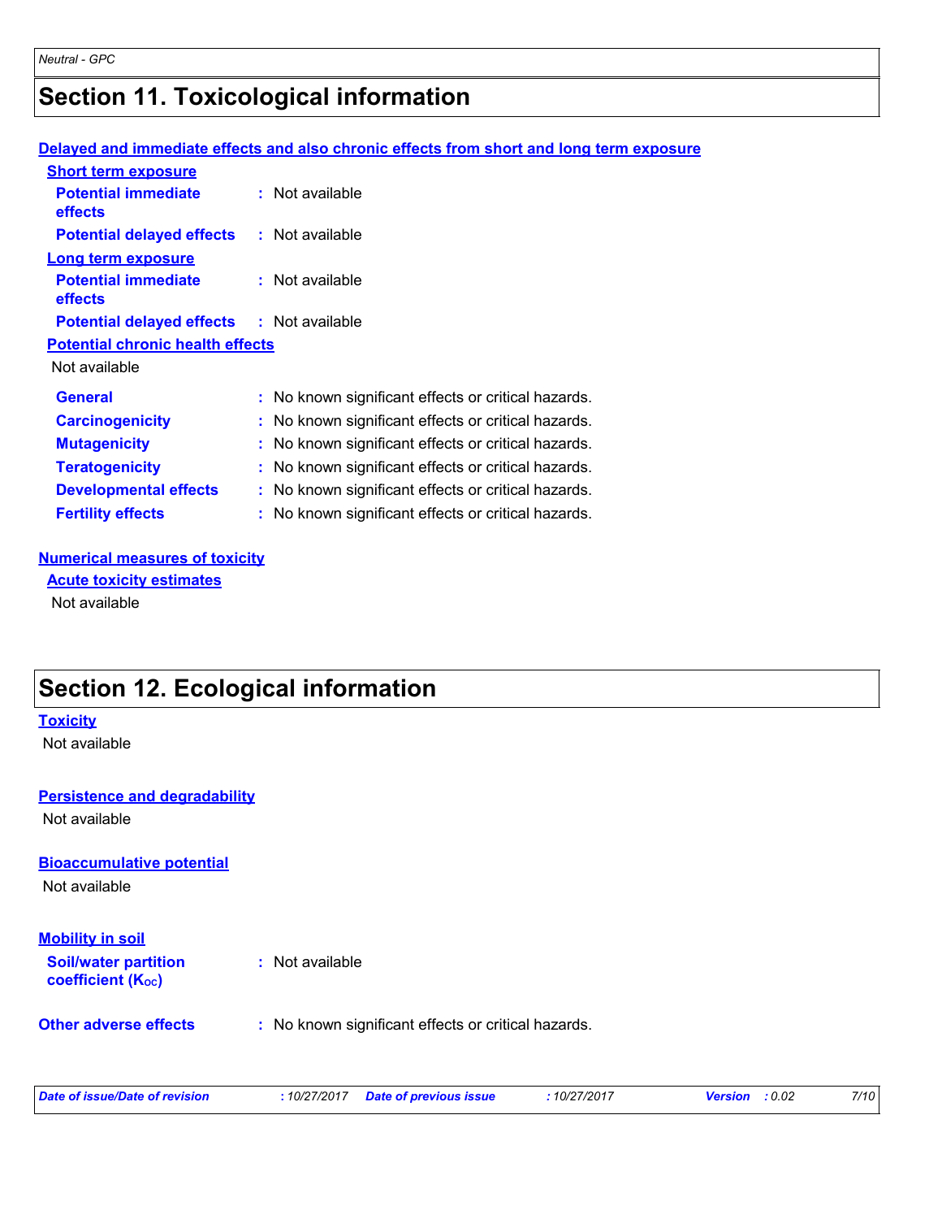# Section 11. Toxicological information

**Delayed and immediate effects and also chronic effects from short and long term exposure**

**Short term exposure**

**Potential immediate effects** : Not available

**Potential delayed effects** : Not available

**Long term exposure**

**Potential immediate effects** : Not available

**Potential delayed effects** : Not available

**Potential chronic health effects**

Not available

**General** : No known significant effects or critical hazards.

**Carcinogenicity** : No known significant effects or critical hazards.

**Mutagenicity** : No known significant effects or critical hazards.

**Teratogenicity** : No known significant effects or critical hazards.

**Developmental effects** : No known significant effects or critical hazards.

**Fertility effects** : No known significant effects or critical hazards.

**Numerical measures of toxicity**

**Acute toxicity estimates**

Not available

# Section 12. Ecological information

**Toxicity**

Not available

**Persistence and degradability**

Not available

**Bioaccumulative potential**

Not available

**Mobility in soil**

**Soil/water partition coefficient ($K_{OC}$)** : Not available

**Other adverse effects** : No known significant effects or critical hazards.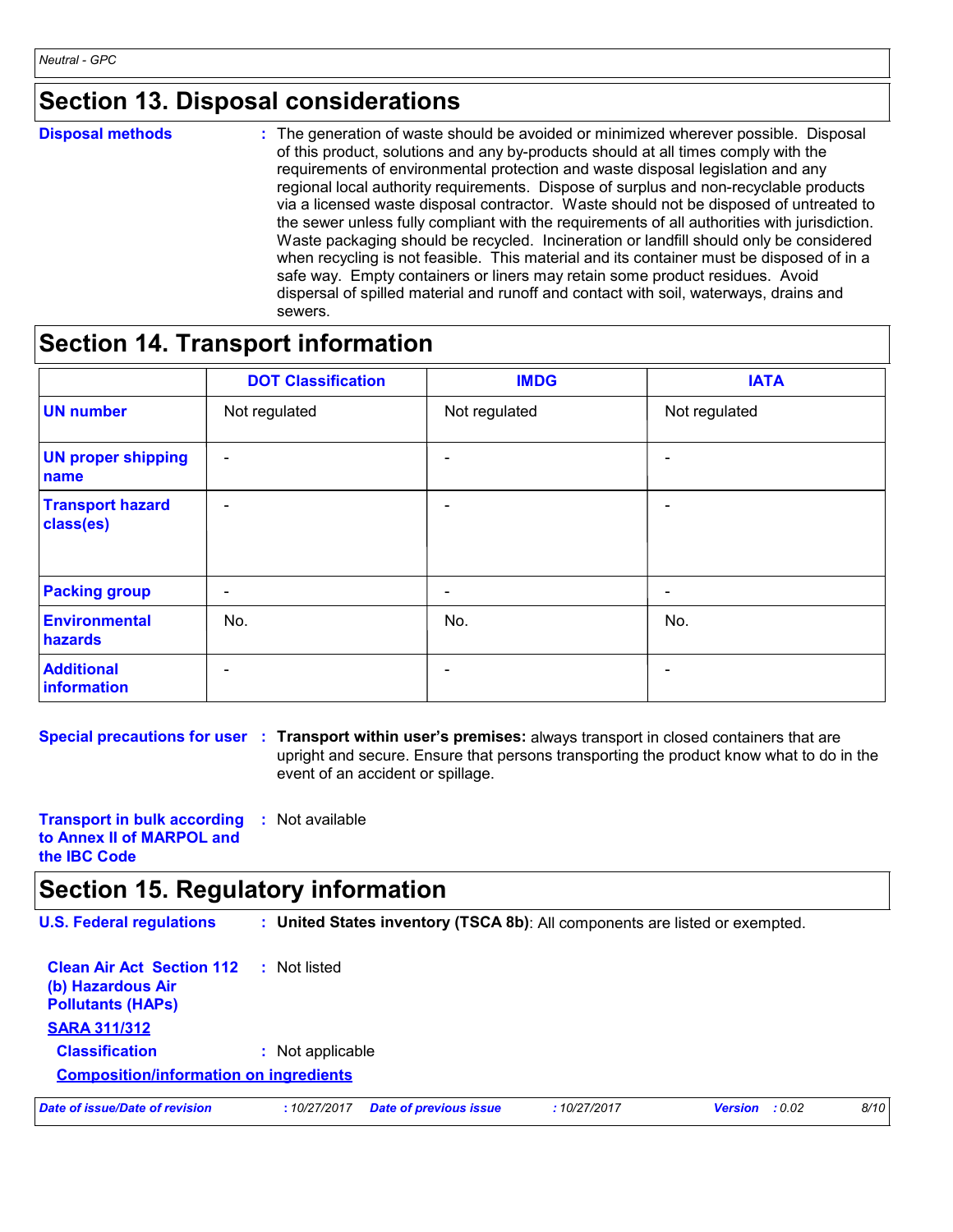## Section 13. Disposal considerations

**Disposal methods** : The generation of waste should be avoided or minimized wherever possible. Disposal of this product, solutions and any by-products should at all times comply with the requirements of environmental protection and waste disposal legislation and any regional local authority requirements. Dispose of surplus and non-recyclable products via a licensed waste disposal contractor. Waste should not be disposed of untreated to the sewer unless fully compliant with the requirements of all authorities with jurisdiction. Waste packaging should be recycled. Incineration or landfill should only be considered when recycling is not feasible. This material and its container must be disposed of in a safe way. Empty containers or liners may retain some product residues. Avoid dispersal of spilled material and runoff and contact with soil, waterways, drains and sewers.

## Section 14. Transport information

| | DOT Classification | IMDG | IATA |
|---|---|---|---|
| **UN number** | Not regulated | Not regulated | Not regulated |
| **UN proper shipping name** | - | - | - |
| **Transport hazard class(es)** | - | - | - |
| **Packing group** | - | - | - |
| **Environmental hazards** | No. | No. | No. |
| **Additional information** | - | - | - |

**Special precautions for user** : **Transport within user's premises:** always transport in closed containers that are upright and secure. Ensure that persons transporting the product know what to do in the event of an accident or spillage.

**Transport in bulk according to Annex II of MARPOL and the IBC Code** : Not available

## Section 15. Regulatory information

**U.S. Federal regulations** : **United States inventory (TSCA 8b)**: All components are listed or exempted.

**Clean Air Act Section 112 (b) Hazardous Air Pollutants (HAPs)** : Not listed

**SARA 311/312**

**Classification** : Not applicable

**Composition/information on ingredients**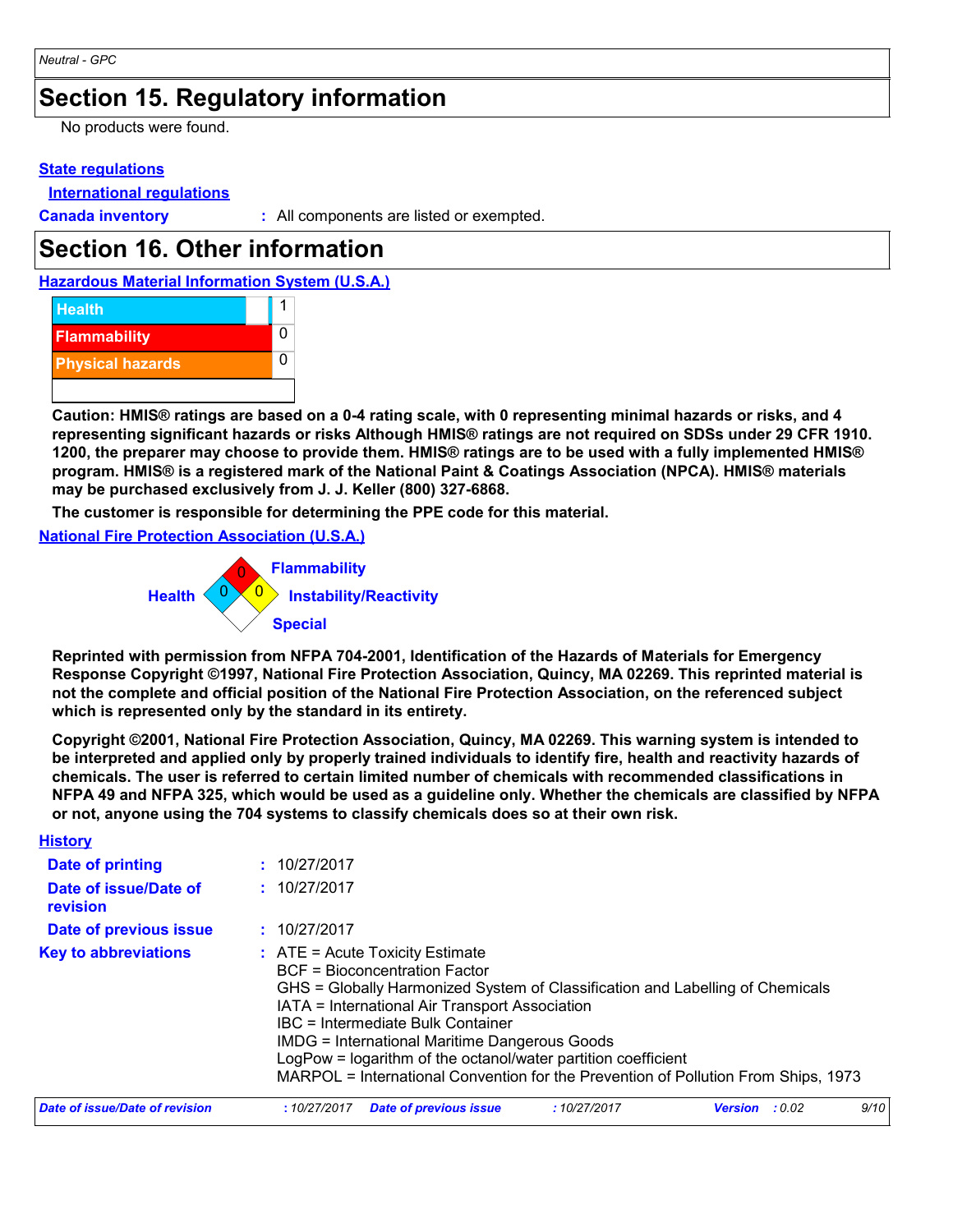## Section 15. Regulatory information

No products were found.

**State regulations**

**International regulations**

**Canada inventory** : All components are listed or exempted.

## Section 16. Other information

**Hazardous Material Information System (U.S.A.)**

| | |
|---|---|
| Health | 1 |
| Flammability | 0 |
| Physical hazards | 0 |
| | |

**Caution: HMIS® ratings are based on a 0-4 rating scale, with 0 representing minimal hazards or risks, and 4 representing significant hazards or risks Although HMIS® ratings are not required on SDSs under 29 CFR 1910. 1200, the preparer may choose to provide them. HMIS® ratings are to be used with a fully implemented HMIS® program. HMIS® is a registered mark of the National Paint & Coatings Association (NPCA). HMIS® materials may be purchased exclusively from J. J. Keller (800) 327-6868.**

**The customer is responsible for determining the PPE code for this material.**

**National Fire Protection Association (U.S.A.)**

- Flammability: 0
- Health: 0
- Instability/Reactivity: 0
- Special:

**Reprinted with permission from NFPA 704-2001, Identification of the Hazards of Materials for Emergency Response Copyright ©1997, National Fire Protection Association, Quincy, MA 02269. This reprinted material is not the complete and official position of the National Fire Protection Association, on the referenced subject which is represented only by the standard in its entirety.**

**Copyright ©2001, National Fire Protection Association, Quincy, MA 02269. This warning system is intended to be interpreted and applied only by properly trained individuals to identify fire, health and reactivity hazards of chemicals. The user is referred to certain limited number of chemicals with recommended classifications in NFPA 49 and NFPA 325, which would be used as a guideline only. Whether the chemicals are classified by NFPA or not, anyone using the 704 systems to classify chemicals does so at their own risk.**

**History**

**Date of printing** : 10/27/2017

**Date of issue/Date of revision** : 10/27/2017

**Date of previous issue** : 10/27/2017

**Key to abbreviations** :
ATE = Acute Toxicity Estimate
BCF = Bioconcentration Factor
GHS = Globally Harmonized System of Classification and Labelling of Chemicals
IATA = International Air Transport Association
IBC = Intermediate Bulk Container
IMDG = International Maritime Dangerous Goods
LogPow = logarithm of the octanol/water partition coefficient
MARPOL = International Convention for the Prevention of Pollution From Ships, 1973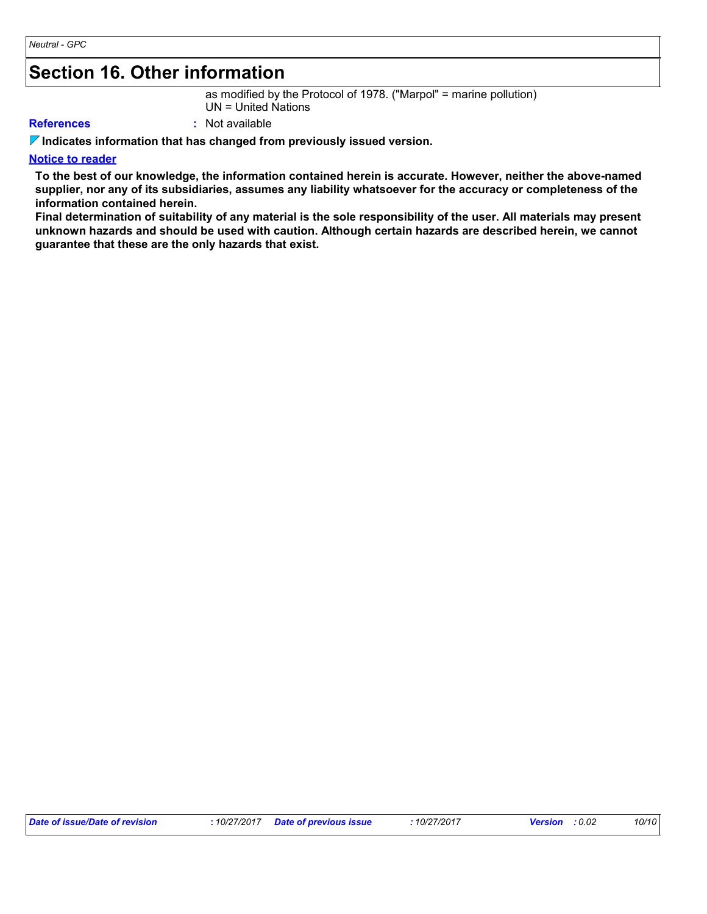# Section 16. Other information

as modified by the Protocol of 1978. ("Marpol" = marine pollution)
UN = United Nations

**References** : Not available

**Indicates information that has changed from previously issued version.**

**Notice to reader**

**To the best of our knowledge, the information contained herein is accurate. However, neither the above-named supplier, nor any of its subsidiaries, assumes any liability whatsoever for the accuracy or completeness of the information contained herein.**
**Final determination of suitability of any material is the sole responsibility of the user. All materials may present unknown hazards and should be used with caution. Although certain hazards are described herein, we cannot guarantee that these are the only hazards that exist.**